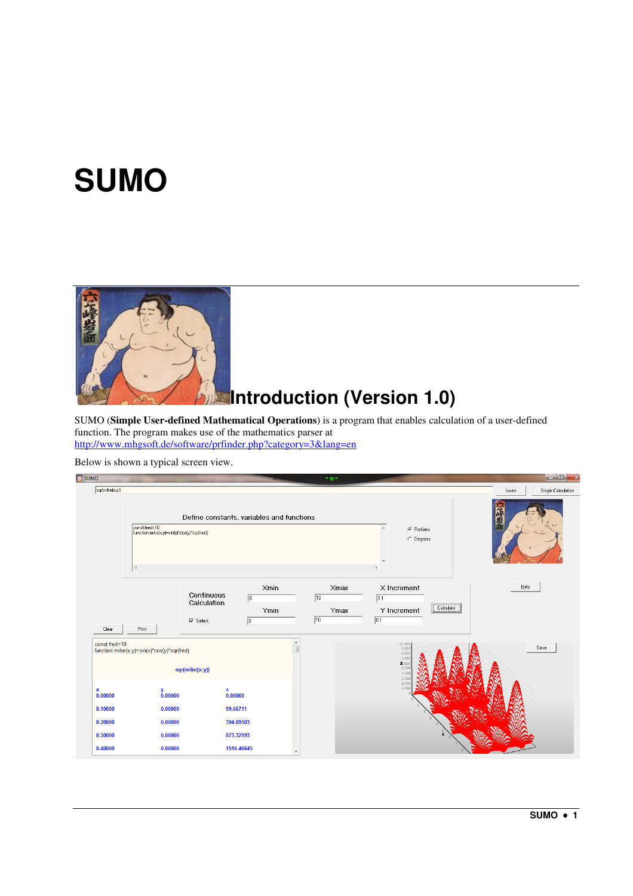# SUMO

## Introduction (Version 1.0)

SUMO (**Simple User-defined Mathematical Operations**) is a program that enables calculation of a user-defined function. The program makes use of the mathematics parser at http://www.mhgsoft.de/software/prfinder.php?category=3&lang=en

Below is shown a typical screen view.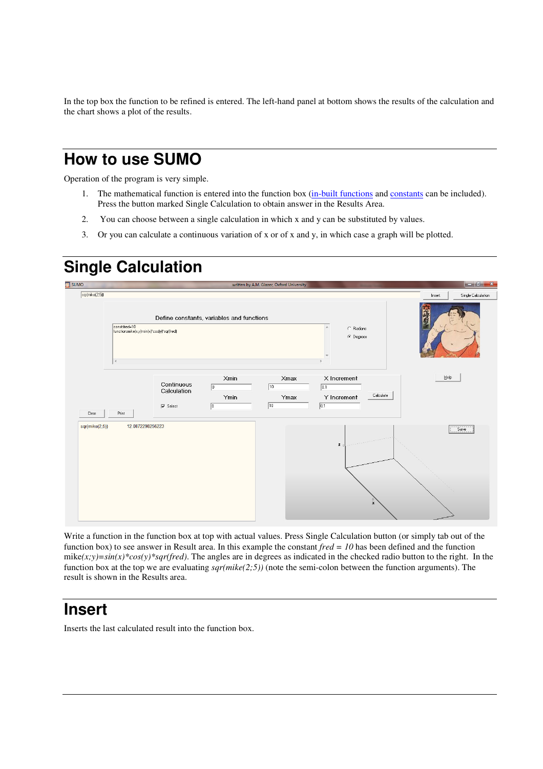In the top box the function to be refined is entered. The left-hand panel at bottom shows the results of the calculation and the chart shows a plot of the results.

# How to use SUMO

Operation of the program is very simple.

1. The mathematical function is entered into the function box (in-built functions and constants can be included). Press the button marked Single Calculation to obtain answer in the Results Area.
2. You can choose between a single calculation in which x and y can be substituted by values.
3. Or you can calculate a continuous variation of x or of x and y, in which case a graph will be plotted.

# Single Calculation

Write a function in the function box at top with actual values. Press Single Calculation button (or simply tab out of the function box) to see answer in Result area. In this example the constant *fred = 10* has been defined and the function mike*(x;y)=sin(x)\*cos(y)\*sqr(fred)*. The angles are in degrees as indicated in the checked radio button to the right. In the function box at the top we are evaluating *sqr(mike(2;5))* (note the semi-colon between the function arguments). The result is shown in the Results area.

# Insert

Inserts the last calculated result into the function box.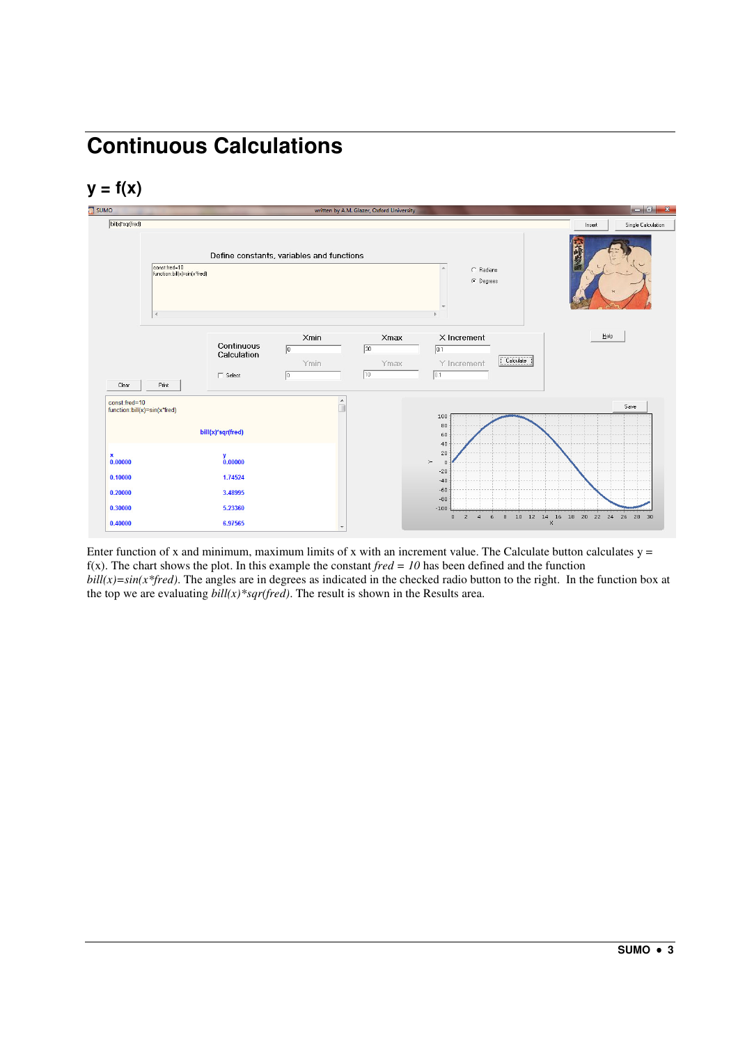# Continuous Calculations

## y = f(x)

Enter function of x and minimum, maximum limits of x with an increment value. The Calculate button calculates y = f(x). The chart shows the plot. In this example the constant *fred = 10* has been defined and the function *bill(x)=sin(x\*fred)*. The angles are in degrees as indicated in the checked radio button to the right. In the function box at the top we are evaluating *bill(x)\*sqr(fred)*. The result is shown in the Results area.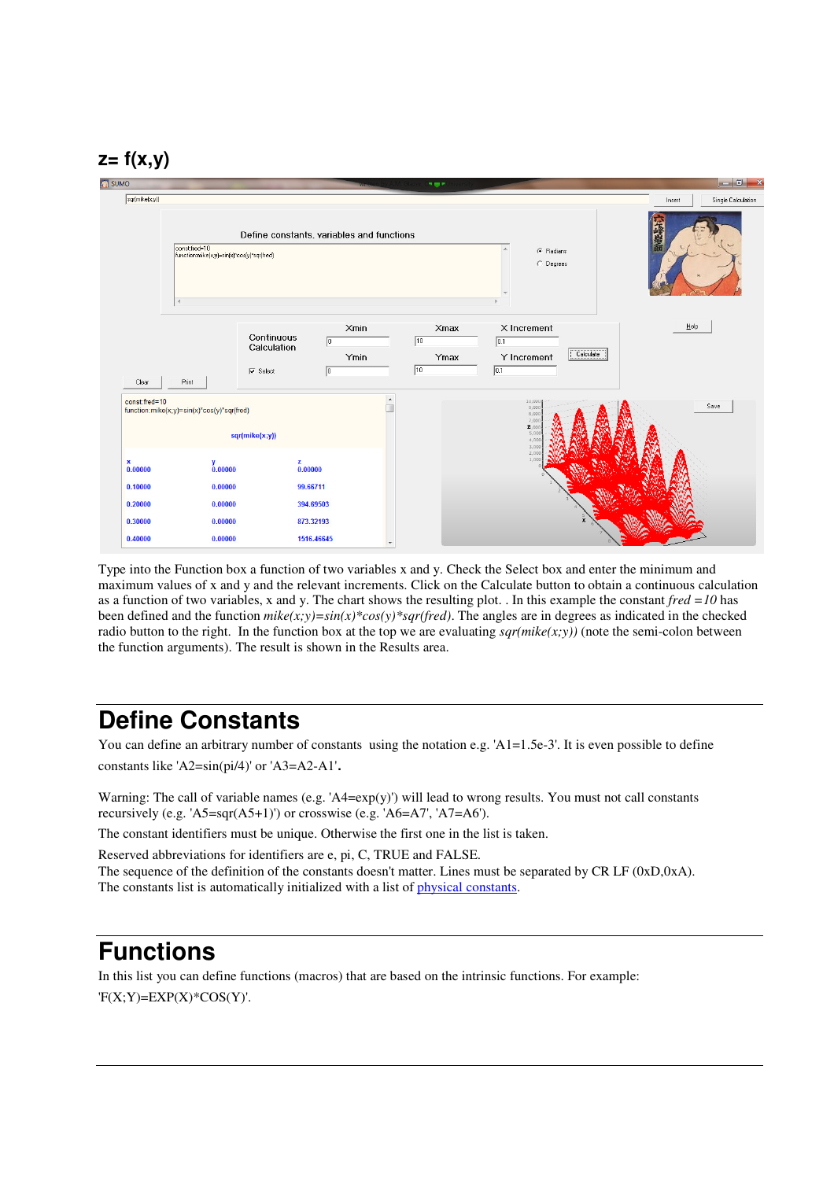## z= f(x,y)

Type into the Function box a function of two variables x and y. Check the Select box and enter the minimum and maximum values of x and y and the relevant increments. Click on the Calculate button to obtain a continuous calculation as a function of two variables, x and y. The chart shows the resulting plot. . In this example the constant *fred =10* has been defined and the function *mike(x;y)=sin(x)\*cos(y)\*sqr(fred)*. The angles are in degrees as indicated in the checked radio button to the right. In the function box at the top we are evaluating *sqr(mike(x;y))* (note the semi-colon between the function arguments). The result is shown in the Results area.

# Define Constants

You can define an arbitrary number of constants using the notation e.g. 'A1=1.5e-3'. It is even possible to define constants like 'A2=sin(pi/4)' or 'A3=A2-A1'**.**

Warning: The call of variable names (e.g. 'A4=exp(y)') will lead to wrong results. You must not call constants recursively (e.g. 'A5=sqr(A5+1)') or crosswise (e.g. 'A6=A7', 'A7=A6').

The constant identifiers must be unique. Otherwise the first one in the list is taken.

Reserved abbreviations for identifiers are e, pi, C, TRUE and FALSE.
The sequence of the definition of the constants doesn't matter. Lines must be separated by CR LF (0xD,0xA).
The constants list is automatically initialized with a list of physical constants.

# Functions

In this list you can define functions (macros) that are based on the intrinsic functions. For example:
'F(X;Y)=EXP(X)*COS(Y)'.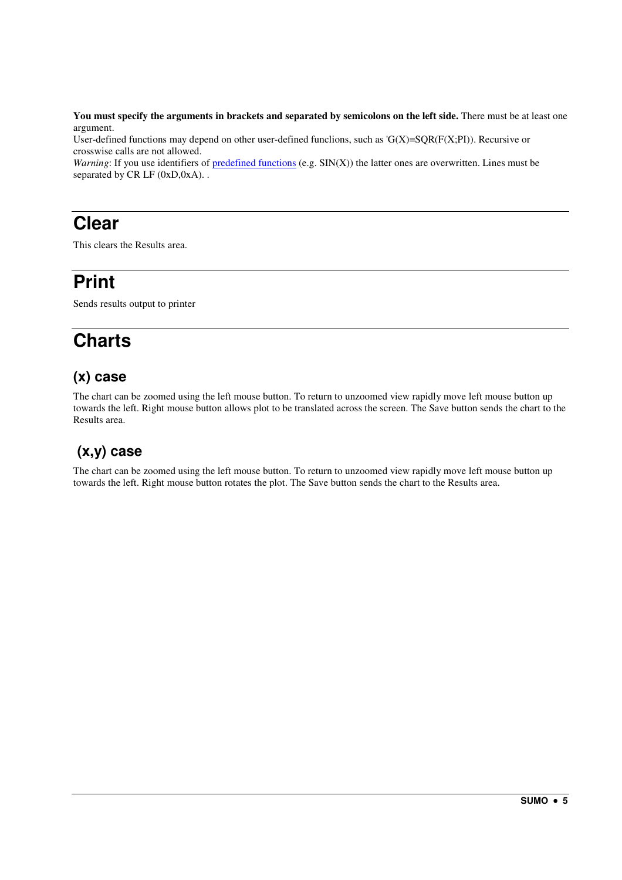**You must specify the arguments in brackets and separated by semicolons on the left side.** There must be at least one argument.

User-defined functions may depend on other user-defined funclions, such as 'G(X)=SQR(F(X;PI)). Recursive or crosswise calls are not allowed.

*Warning*: If you use identifiers of predefined functions (e.g. SIN(X)) the latter ones are overwritten. Lines must be separated by CR LF (0xD,0xA). .

# Clear

This clears the Results area.

# Print

Sends results output to printer

# Charts

## (x) case

The chart can be zoomed using the left mouse button. To return to unzoomed view rapidly move left mouse button up towards the left. Right mouse button allows plot to be translated across the screen. The Save button sends the chart to the Results area.

## (x,y) case

The chart can be zoomed using the left mouse button. To return to unzoomed view rapidly move left mouse button up towards the left. Right mouse button rotates the plot. The Save button sends the chart to the Results area.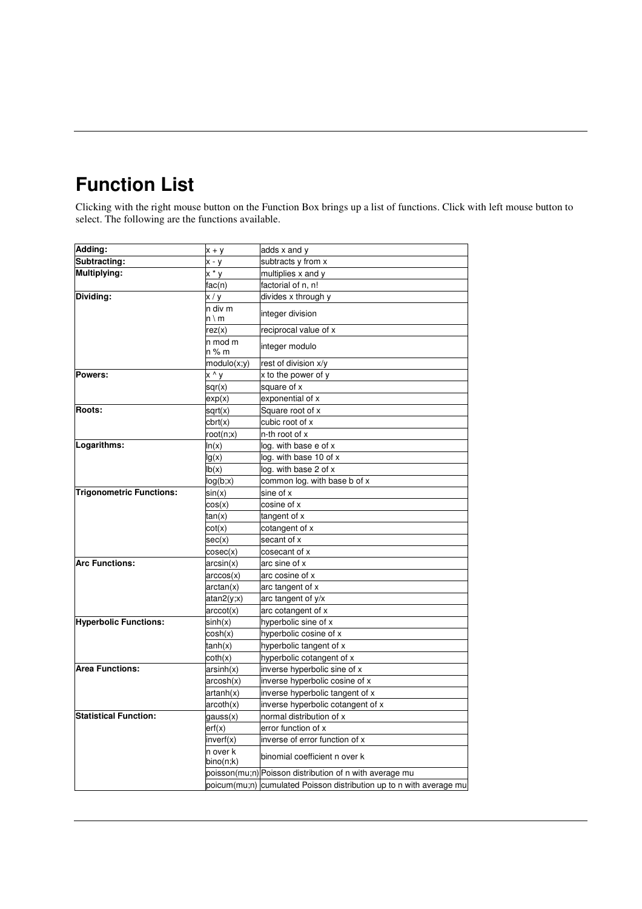# Function List

Clicking with the right mouse button on the Function Box brings up a list of functions. Click with left mouse button to select. The following are the functions available.

| | | |
|---|---|---|
| **Adding:** | x + y | adds x and y |
| **Subtracting:** | x - y | subtracts y from x |
| **Multiplying:** | x * y | multiplies x and y |
| | fac(n) | factorial of n, n! |
| **Dividing:** | x / y | divides x through y |
| | n div m<br>n \ m | integer division |
| | rez(x) | reciprocal value of x |
| | n mod m<br>n % m | integer modulo |
| | modulo(x;y) | rest of division x/y |
| **Powers:** | x ^ y | x to the power of y |
| | sqr(x) | square of x |
| | exp(x) | exponential of x |
| **Roots:** | sqrt(x) | Square root of x |
| | cbrt(x) | cubic root of x |
| | root(n;x) | n-th root of x |
| **Logarithms:** | ln(x) | log. with base e of x |
| | lg(x) | log. with base 10 of x |
| | lb(x) | log. with base 2 of x |
| | log(b;x) | common log. with base b of x |
| **Trigonometric Functions:** | sin(x) | sine of x |
| | cos(x) | cosine of x |
| | tan(x) | tangent of x |
| | cot(x) | cotangent of x |
| | sec(x) | secant of x |
| | cosec(x) | cosecant of x |
| **Arc Functions:** | arcsin(x) | arc sine of x |
| | arccos(x) | arc cosine of x |
| | arctan(x) | arc tangent of x |
| | atan2(y;x) | arc tangent of y/x |
| | arccot(x) | arc cotangent of x |
| **Hyperbolic Functions:** | sinh(x) | hyperbolic sine of x |
| | cosh(x) | hyperbolic cosine of x |
| | tanh(x) | hyperbolic tangent of x |
| | coth(x) | hyperbolic cotangent of x |
| **Area Functions:** | arsinh(x) | inverse hyperbolic sine of x |
| | arcosh(x) | inverse hyperbolic cosine of x |
| | artanh(x) | inverse hyperbolic tangent of x |
| | arcoth(x) | inverse hyperbolic cotangent of x |
| **Statistical Function:** | gauss(x) | normal distribution of x |
| | erf(x) | error function of x |
| | inverf(x) | inverse of error function of x |
| | n over k<br>bino(n;k) | binomial coefficient n over k |
| | poisson(mu;n) | Poisson distribution of n with average mu |
| | poicum(mu;n) | cumulated Poisson distribution up to n with average mu |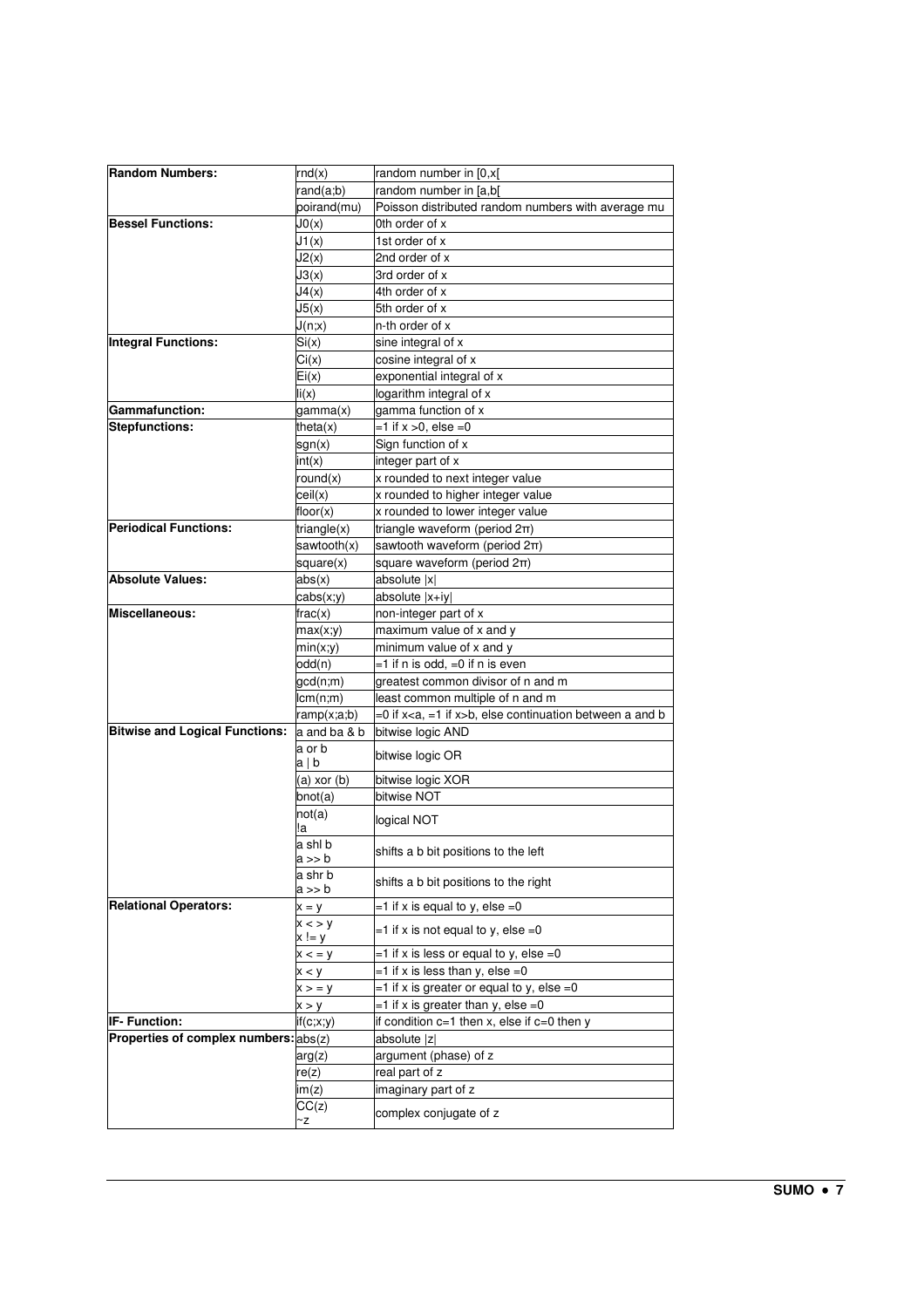| | | |
|---|---|---|
| **Random Numbers:** | rnd(x) | random number in [0,x[ |
| | rand(a;b) | random number in [a,b[ |
| | poirand(mu) | Poisson distributed random numbers with average mu |
| **Bessel Functions:** | J0(x) | 0th order of x |
| | J1(x) | 1st order of x |
| | J2(x) | 2nd order of x |
| | J3(x) | 3rd order of x |
| | J4(x) | 4th order of x |
| | J5(x) | 5th order of x |
| | J(n;x) | n-th order of x |
| **Integral Functions:** | Si(x) | sine integral of x |
| | Ci(x) | cosine integral of x |
| | Ei(x) | exponential integral of x |
| | li(x) | logarithm integral of x |
| **Gammafunction:** | gamma(x) | gamma function of x |
| **Stepfunctions:** | theta(x) | =1 if x >0, else =0 |
| | sgn(x) | Sign function of x |
| | int(x) | integer part of x |
| | round(x) | x rounded to next integer value |
| | ceil(x) | x rounded to higher integer value |
| | floor(x) | x rounded to lower integer value |
| **Periodical Functions:** | triangle(x) | triangle waveform (period 2π) |
| | sawtooth(x) | sawtooth waveform (period 2π) |
| | square(x) | square waveform (period 2π) |
| **Absolute Values:** | abs(x) | absolute \|x\| |
| | cabs(x;y) | absolute \|x+iy\| |
| **Miscellaneous:** | frac(x) | non-integer part of x |
| | max(x;y) | maximum value of x and y |
| | min(x;y) | minimum value of x and y |
| | odd(n) | =1 if n is odd, =0 if n is even |
| | gcd(n;m) | greatest common divisor of n and m |
| | lcm(n;m) | least common multiple of n and m |
| | ramp(x;a;b) | =0 if x<a, =1 if x>b, else continuation between a and b |
| **Bitwise and Logical Functions:** | a and ba & b | bitwise logic AND |
| | a or b<br>a \| b | bitwise logic OR |
| | (a) xor (b) | bitwise logic XOR |
| | bnot(a) | bitwise NOT |
| | not(a)<br>!a | logical NOT |
| | a shl b<br>a >> b | shifts a b bit positions to the left |
| | a shr b<br>a >> b | shifts a b bit positions to the right |
| **Relational Operators:** | x = y | =1 if x is equal to y, else =0 |
| | x < > y<br>x != y | =1 if x is not equal to y, else =0 |
| | x < = y | =1 if x is less or equal to y, else =0 |
| | x < y | =1 if x is less than y, else =0 |
| | x > = y | =1 if x is greater or equal to y, else =0 |
| | x > y | =1 if x is greater than y, else =0 |
| **IF- Function:** | if(c;x;y) | if condition c=1 then x, else if c=0 then y |
| **Properties of complex numbers:** | abs(z) | absolute \|z\| |
| | arg(z) | argument (phase) of z |
| | re(z) | real part of z |
| | im(z) | imaginary part of z |
| | CC(z)<br>~z | complex conjugate of z |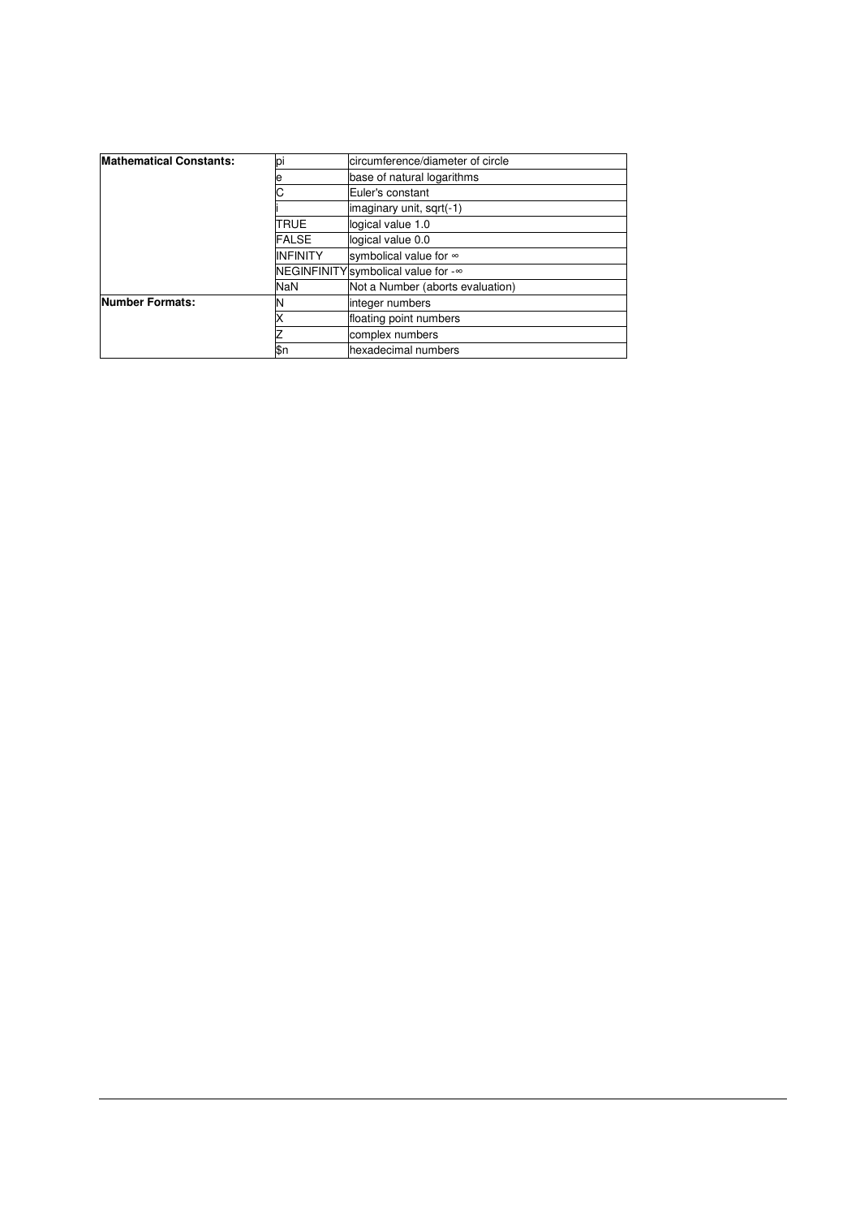| | | |
|---|---|---|
| **Mathematical Constants:** | pi | circumference/diameter of circle |
| | e | base of natural logarithms |
| | C | Euler's constant |
| | i | imaginary unit, sqrt(-1) |
| | TRUE | logical value 1.0 |
| | FALSE | logical value 0.0 |
| | INFINITY | symbolical value for $\infty$ |
| | NEGINFINITY | symbolical value for $-\infty$ |
| | NaN | Not a Number (aborts evaluation) |
| **Number Formats:** | N | integer numbers |
| | X | floating point numbers |
| | Z | complex numbers |
| | $n | hexadecimal numbers |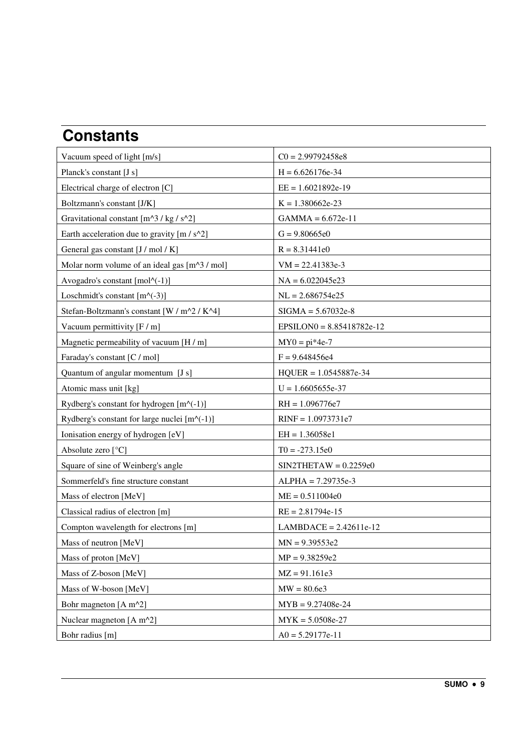## Constants

| | |
|---|---|
| Vacuum speed of light [m/s] | C0 = 2.99792458e8 |
| Planck's constant [J s] | H = 6.626176e-34 |
| Electrical charge of electron [C] | EE = 1.6021892e-19 |
| Boltzmann's constant [J/K] | K = 1.380662e-23 |
| Gravitational constant [m^3 / kg / s^2] | GAMMA = 6.672e-11 |
| Earth acceleration due to gravity [m / s^2] | G = 9.80665e0 |
| General gas constant [J / mol / K] | R = 8.31441e0 |
| Molar norm volume of an ideal gas [m^3 / mol] | VM = 22.41383e-3 |
| Avogadro's constant [mol^(-1)] | NA = 6.022045e23 |
| Loschmidt's constant [m^(-3)] | NL = 2.686754e25 |
| Stefan-Boltzmann's constant [W / m^2 / K^4] | SIGMA = 5.67032e-8 |
| Vacuum permittivity [F / m] | EPSILON0 = 8.85418782e-12 |
| Magnetic permeability of vacuum [H / m] | MY0 = pi*4e-7 |
| Faraday's constant [C / mol] | F = 9.648456e4 |
| Quantum of angular momentum [J s] | HQUER = 1.0545887e-34 |
| Atomic mass unit [kg] | U = 1.6605655e-37 |
| Rydberg's constant for hydrogen [m^(-1)] | RH = 1.096776e7 |
| Rydberg's constant for large nuclei [m^(-1)] | RINF = 1.0973731e7 |
| Ionisation energy of hydrogen [eV] | EH = 1.36058e1 |
| Absolute zero [°C] | T0 = -273.15e0 |
| Square of sine of Weinberg's angle | SIN2THETAW = 0.2259e0 |
| Sommerfeld's fine structure constant | ALPHA = 7.29735e-3 |
| Mass of electron [MeV] | ME = 0.511004e0 |
| Classical radius of electron [m] | RE = 2.81794e-15 |
| Compton wavelength for electrons [m] | LAMBDACE = 2.42611e-12 |
| Mass of neutron [MeV] | MN = 9.39553e2 |
| Mass of proton [MeV] | MP = 9.38259e2 |
| Mass of Z-boson [MeV] | MZ = 91.161e3 |
| Mass of W-boson [MeV] | MW = 80.6e3 |
| Bohr magneton [A m^2] | MYB = 9.27408e-24 |
| Nuclear magneton [A m^2] | MYK = 5.0508e-27 |
| Bohr radius [m] | A0 = 5.29177e-11 |